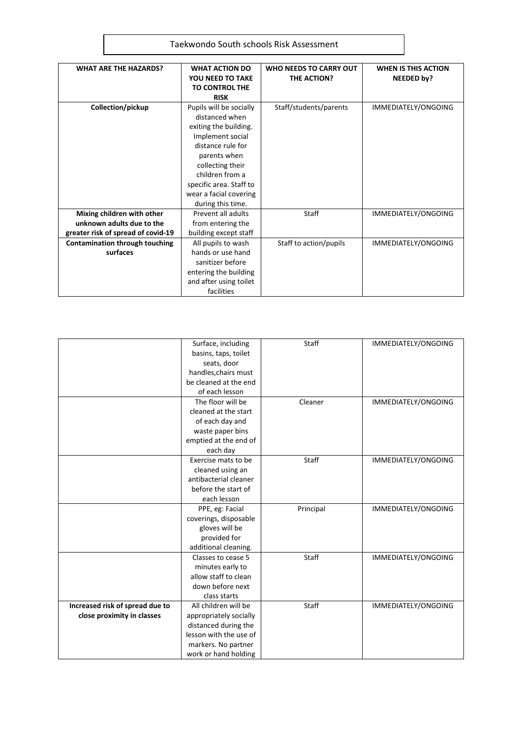# Taekwondo South schools Risk Assessment

| WHAT ARE THE HAZARDS? | WHAT ACTION DO YOU NEED TO TAKE TO CONTROL THE RISK | WHO NEEDS TO CARRY OUT THE ACTION? | WHEN IS THIS ACTION NEEDED by? |
|---|---|---|---|
| **Collection/pickup** | Pupils will be socially distanced when exiting the building. Implement social distance rule for parents when collecting their children from a specific area. Staff to wear a facial covering during this time. | Staff/students/parents | IMMEDIATELY/ONGOING |
| **Mixing children with other unknown adults due to the greater risk of spread of covid-19** | Prevent all adults from entering the building except staff | Staff | IMMEDIATELY/ONGOING |
| **Contamination through touching surfaces** | All pupils to wash hands or use hand sanitizer before entering the building and after using toilet facilities | Staff to action/pupils | IMMEDIATELY/ONGOING |
| | Surface, including basins, taps, toilet seats, door handles,chairs must be cleaned at the end of each lesson | Staff | IMMEDIATELY/ONGOING |
| | The floor will be cleaned at the start of each day and waste paper bins emptied at the end of each day | Cleaner | IMMEDIATELY/ONGOING |
| | Exercise mats to be cleaned using an antibacterial cleaner before the start of each lesson | Staff | IMMEDIATELY/ONGOING |
| | PPE, eg: Facial coverings, disposable gloves will be provided for additional cleaning. | Principal | IMMEDIATELY/ONGOING |
| | Classes to cease 5 minutes early to allow staff to clean down before next class starts | Staff | IMMEDIATELY/ONGOING |
| **Increased risk of spread due to close proximity in classes** | All children will be appropriately socially distanced during the lesson with the use of markers. No partner work or hand holding | Staff | IMMEDIATELY/ONGOING |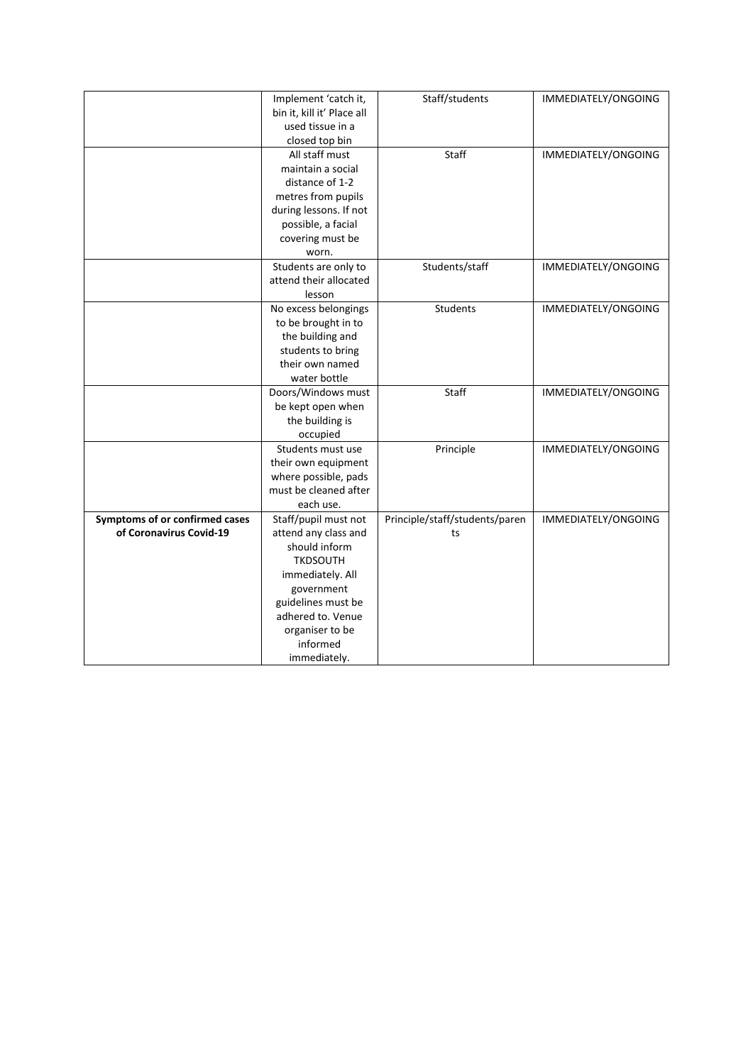| | | | |
|---|---|---|---|
| | Implement 'catch it, bin it, kill it' Place all used tissue in a closed top bin | Staff/students | IMMEDIATELY/ONGOING |
| | All staff must maintain a social distance of 1-2 metres from pupils during lessons. If not possible, a facial covering must be worn. | Staff | IMMEDIATELY/ONGOING |
| | Students are only to attend their allocated lesson | Students/staff | IMMEDIATELY/ONGOING |
| | No excess belongings to be brought in to the building and students to bring their own named water bottle | Students | IMMEDIATELY/ONGOING |
| | Doors/Windows must be kept open when the building is occupied | Staff | IMMEDIATELY/ONGOING |
| | Students must use their own equipment where possible, pads must be cleaned after each use. | Principle | IMMEDIATELY/ONGOING |
| **Symptoms of or confirmed cases of Coronavirus Covid-19** | Staff/pupil must not attend any class and should inform TKDSOUTH immediately. All government guidelines must be adhered to. Venue organiser to be informed immediately. | Principle/staff/students/parents | IMMEDIATELY/ONGOING |